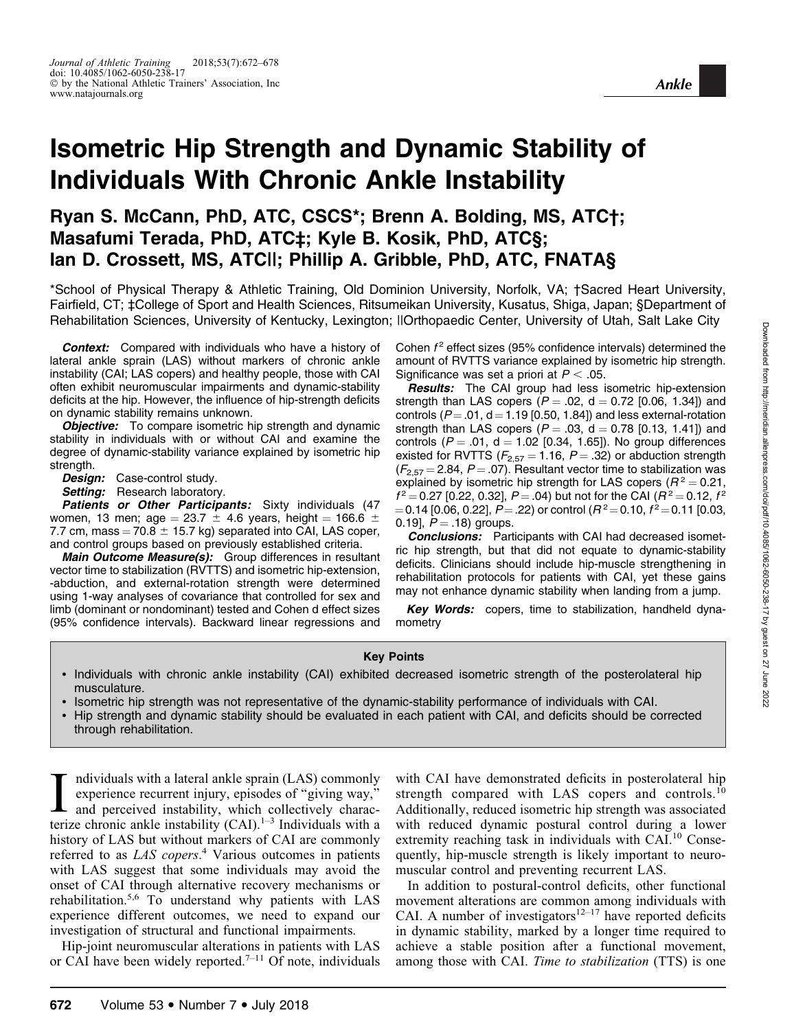# Isometric Hip Strength and Dynamic Stability of Individuals With Chronic Ankle Instability

**Ryan S. McCann, PhD, ATC, CSCS\*; Brenn A. Bolding, MS, ATC†; Masafumi Terada, PhD, ATC‡; Kyle B. Kosik, PhD, ATC§; Ian D. Crossett, MS, ATC||; Phillip A. Gribble, PhD, ATC, FNATA§**

\*School of Physical Therapy & Athletic Training, Old Dominion University, Norfolk, VA; †Sacred Heart University, Fairfield, CT; ‡College of Sport and Health Sciences, Ritsumeikan University, Kusatus, Shiga, Japan; §Department of Rehabilitation Sciences, University of Kentucky, Lexington; ||Orthopaedic Center, University of Utah, Salt Lake City

***Context:*** Compared with individuals who have a history of lateral ankle sprain (LAS) without markers of chronic ankle instability (CAI; LAS copers) and healthy people, those with CAI often exhibit neuromuscular impairments and dynamic-stability deficits at the hip. However, the influence of hip-strength deficits on dynamic stability remains unknown.

***Objective:*** To compare isometric hip strength and dynamic stability in individuals with or without CAI and examine the degree of dynamic-stability variance explained by isometric hip strength.

***Design:*** Case-control study.

***Setting:*** Research laboratory.

***Patients or Other Participants:*** Sixty individuals (47 women, 13 men; age = 23.7 ± 4.6 years, height = 166.6 ± 7.7 cm, mass = 70.8 ± 15.7 kg) separated into CAI, LAS coper, and control groups based on previously established criteria.

***Main Outcome Measure(s):*** Group differences in resultant vector time to stabilization (RVTTS) and isometric hip-extension, -abduction, and external-rotation strength were determined using 1-way analyses of covariance that controlled for sex and limb (dominant or nondominant) tested and Cohen d effect sizes (95% confidence intervals). Backward linear regressions and Cohen $f^2$ effect sizes (95% confidence intervals) determined the amount of RVTTS variance explained by isometric hip strength. Significance was set a priori at $P < .05$.

***Results:*** The CAI group had less isometric hip-extension strength than LAS copers ($P = .02$, d = 0.72 [0.06, 1.34]) and controls ($P = .01$, d = 1.19 [0.50, 1.84]) and less external-rotation strength than LAS copers ($P = .03$, d = 0.78 [0.13, 1.41]) and controls ($P = .01$, d = 1.02 [0.34, 1.65]). No group differences existed for RVTTS ($F_{2,57} = 1.16$, $P = .32$) or abduction strength ($F_{2,57} = 2.84$, $P = .07$). Resultant vector time to stabilization was explained by isometric hip strength for LAS copers ($R^2 = 0.21$, $f^2 = 0.27$ [0.22, 0.32], $P = .04$) but not for the CAI ($R^2 = 0.12$, $f^2 = 0.14$ [0.06, 0.22], $P = .22$) or control ($R^2 = 0.10$, $f^2 = 0.11$ [0.03, 0.19], $P = .18$) groups.

***Conclusions:*** Participants with CAI had decreased isometric hip strength, but that did not equate to dynamic-stability deficits. Clinicians should include hip-muscle strengthening in rehabilitation protocols for patients with CAI, yet these gains may not enhance dynamic stability when landing from a jump.

***Key Words:*** copers, time to stabilization, handheld dynamometry

**Key Points**

- Individuals with chronic ankle instability (CAI) exhibited decreased isometric strength of the posterolateral hip musculature.
- Isometric hip strength was not representative of the dynamic-stability performance of individuals with CAI.
- Hip strength and dynamic stability should be evaluated in each patient with CAI, and deficits should be corrected through rehabilitation.

Individuals with a lateral ankle sprain (LAS) commonly experience recurrent injury, episodes of "giving way," and perceived instability, which collectively characterize chronic ankle instability (CAI).[1–3] Individuals with a history of LAS but without markers of CAI are commonly referred to as *LAS copers*.[4] Various outcomes in patients with LAS suggest that some individuals may avoid the onset of CAI through alternative recovery mechanisms or rehabilitation.[5,6] To understand why patients with LAS experience different outcomes, we need to expand our investigation of structural and functional impairments.

Hip-joint neuromuscular alterations in patients with LAS or CAI have been widely reported.[7–11] Of note, individuals with CAI have demonstrated deficits in posterolateral hip strength compared with LAS copers and controls.[10] Additionally, reduced isometric hip strength was associated with reduced dynamic postural control during a lower extremity reaching task in individuals with CAI.[10] Consequently, hip-muscle strength is likely important to neuromuscular control and preventing recurrent LAS.

In addition to postural-control deficits, other functional movement alterations are common among individuals with CAI. A number of investigators[12–17] have reported deficits in dynamic stability, marked by a longer time required to achieve a stable position after a functional movement, among those with CAI. *Time to stabilization* (TTS) is one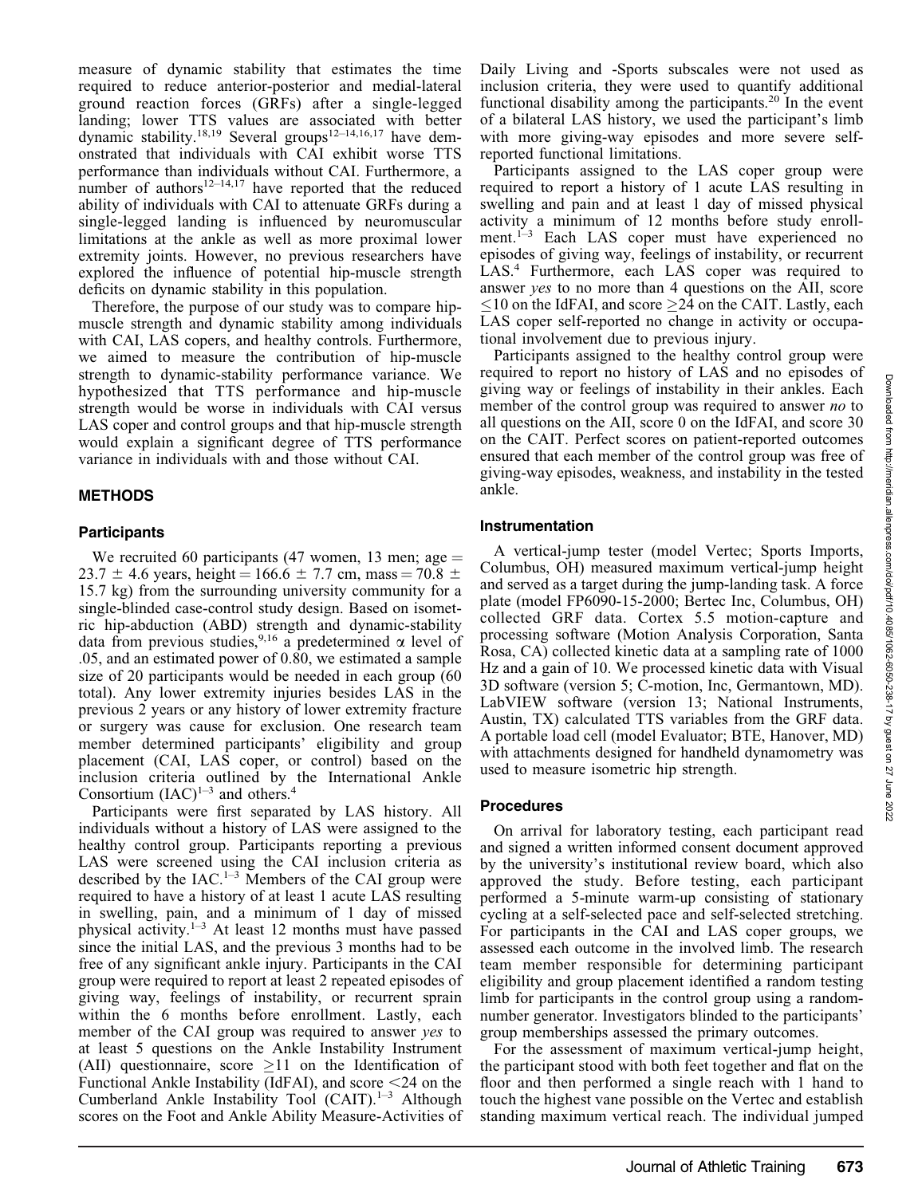measure of dynamic stability that estimates the time required to reduce anterior-posterior and medial-lateral ground reaction forces (GRFs) after a single-legged landing; lower TTS values are associated with better dynamic stability.[18,19] Several groups[12–14,16,17] have demonstrated that individuals with CAI exhibit worse TTS performance than individuals without CAI. Furthermore, a number of authors[12–14,17] have reported that the reduced ability of individuals with CAI to attenuate GRFs during a single-legged landing is influenced by neuromuscular limitations at the ankle as well as more proximal lower extremity joints. However, no previous researchers have explored the influence of potential hip-muscle strength deficits on dynamic stability in this population.

Therefore, the purpose of our study was to compare hip-muscle strength and dynamic stability among individuals with CAI, LAS copers, and healthy controls. Furthermore, we aimed to measure the contribution of hip-muscle strength to dynamic-stability performance variance. We hypothesized that TTS performance and hip-muscle strength would be worse in individuals with CAI versus LAS coper and control groups and that hip-muscle strength would explain a significant degree of TTS performance variance in individuals with and those without CAI.

## METHODS

### Participants

We recruited 60 participants (47 women, 13 men; age = 23.7 ± 4.6 years, height = 166.6 ± 7.7 cm, mass = 70.8 ± 15.7 kg) from the surrounding university community for a single-blinded case-control study design. Based on isometric hip-abduction (ABD) strength and dynamic-stability data from previous studies,[9,16] a predetermined $\alpha$ level of .05, and an estimated power of 0.80, we estimated a sample size of 20 participants would be needed in each group (60 total). Any lower extremity injuries besides LAS in the previous 2 years or any history of lower extremity fracture or surgery was cause for exclusion. One research team member determined participants' eligibility and group placement (CAI, LAS coper, or control) based on the inclusion criteria outlined by the International Ankle Consortium (IAC)[1–3] and others.[4]

Participants were first separated by LAS history. All individuals without a history of LAS were assigned to the healthy control group. Participants reporting a previous LAS were screened using the CAI inclusion criteria as described by the IAC.[1–3] Members of the CAI group were required to have a history of at least 1 acute LAS resulting in swelling, pain, and a minimum of 1 day of missed physical activity.[1–3] At least 12 months must have passed since the initial LAS, and the previous 3 months had to be free of any significant ankle injury. Participants in the CAI group were required to report at least 2 repeated episodes of giving way, feelings of instability, or recurrent sprain within the 6 months before enrollment. Lastly, each member of the CAI group was required to answer *yes* to at least 5 questions on the Ankle Instability Instrument (AII) questionnaire, score ≥11 on the Identification of Functional Ankle Instability (IdFAI), and score <24 on the Cumberland Ankle Instability Tool (CAIT).[1–3] Although scores on the Foot and Ankle Ability Measure-Activities of Daily Living and -Sports subscales were not used as inclusion criteria, they were used to quantify additional functional disability among the participants.[20] In the event of a bilateral LAS history, we used the participant's limb with more giving-way episodes and more severe self-reported functional limitations.

Participants assigned to the LAS coper group were required to report a history of 1 acute LAS resulting in swelling and pain and at least 1 day of missed physical activity a minimum of 12 months before study enrollment.[1–3] Each LAS coper must have experienced no episodes of giving way, feelings of instability, or recurrent LAS.[4] Furthermore, each LAS coper was required to answer *yes* to no more than 4 questions on the AII, score ≤10 on the IdFAI, and score ≥24 on the CAIT. Lastly, each LAS coper self-reported no change in activity or occupational involvement due to previous injury.

Participants assigned to the healthy control group were required to report no history of LAS and no episodes of giving way or feelings of instability in their ankles. Each member of the control group was required to answer *no* to all questions on the AII, score 0 on the IdFAI, and score 30 on the CAIT. Perfect scores on patient-reported outcomes ensured that each member of the control group was free of giving-way episodes, weakness, and instability in the tested ankle.

### Instrumentation

A vertical-jump tester (model Vertec; Sports Imports, Columbus, OH) measured maximum vertical-jump height and served as a target during the jump-landing task. A force plate (model FP6090-15-2000; Bertec Inc, Columbus, OH) collected GRF data. Cortex 5.5 motion-capture and processing software (Motion Analysis Corporation, Santa Rosa, CA) collected kinetic data at a sampling rate of 1000 Hz and a gain of 10. We processed kinetic data with Visual 3D software (version 5; C-motion, Inc, Germantown, MD). LabVIEW software (version 13; National Instruments, Austin, TX) calculated TTS variables from the GRF data. A portable load cell (model Evaluator; BTE, Hanover, MD) with attachments designed for handheld dynamometry was used to measure isometric hip strength.

### Procedures

On arrival for laboratory testing, each participant read and signed a written informed consent document approved by the university's institutional review board, which also approved the study. Before testing, each participant performed a 5-minute warm-up consisting of stationary cycling at a self-selected pace and self-selected stretching. For participants in the CAI and LAS coper groups, we assessed each outcome in the involved limb. The research team member responsible for determining participant eligibility and group placement identified a random testing limb for participants in the control group using a random-number generator. Investigators blinded to the participants' group memberships assessed the primary outcomes.

For the assessment of maximum vertical-jump height, the participant stood with both feet together and flat on the floor and then performed a single reach with 1 hand to touch the highest vane possible on the Vertec and establish standing maximum vertical reach. The individual jumped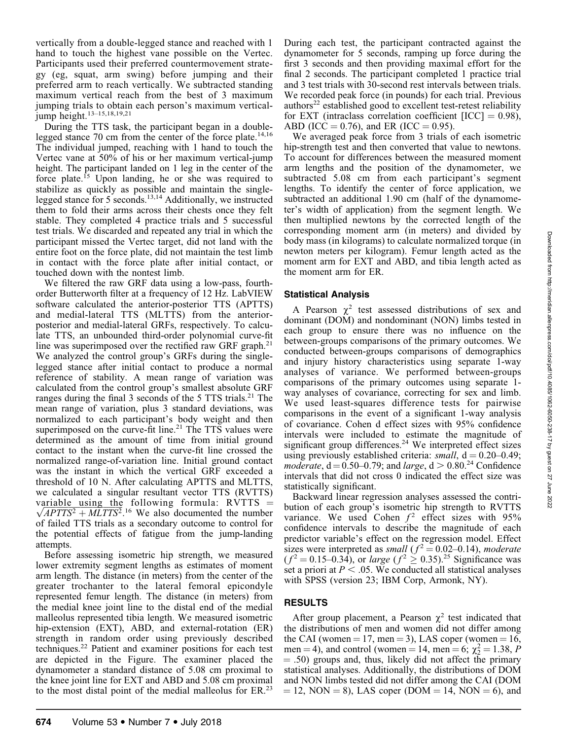vertically from a double-legged stance and reached with 1 hand to touch the highest vane possible on the Vertec. Participants used their preferred countermovement strategy (eg, squat, arm swing) before jumping and their preferred arm to reach vertically. We subtracted standing maximum vertical reach from the best of 3 maximum jumping trials to obtain each person's maximum vertical-jump height.[13–15,18,19,21]

During the TTS task, the participant began in a double-legged stance 70 cm from the center of the force plate.[14,16] The individual jumped, reaching with 1 hand to touch the Vertec vane at 50% of his or her maximum vertical-jump height. The participant landed on 1 leg in the center of the force plate.[15] Upon landing, he or she was required to stabilize as quickly as possible and maintain the single-legged stance for 5 seconds.[13,14] Additionally, we instructed them to fold their arms across their chests once they felt stable. They completed 4 practice trials and 5 successful test trials. We discarded and repeated any trial in which the participant missed the Vertec target, did not land with the entire foot on the force plate, did not maintain the test limb in contact with the force plate after initial contact, or touched down with the nontest limb.

We filtered the raw GRF data using a low-pass, fourth-order Butterworth filter at a frequency of 12 Hz. LabVIEW software calculated the anterior-posterior TTS (APTTS) and medial-lateral TTS (MLTTS) from the anterior-posterior and medial-lateral GRFs, respectively. To calculate TTS, an unbounded third-order polynomial curve-fit line was superimposed over the rectified raw GRF graph.[21] We analyzed the control group's GRFs during the single-legged stance after initial contact to produce a normal reference of stability. A mean range of variation was calculated from the control group's smallest absolute GRF ranges during the final 3 seconds of the 5 TTS trials.[21] The mean range of variation, plus 3 standard deviations, was normalized to each participant's body weight and then superimposed on the curve-fit line.[21] The TTS values were determined as the amount of time from initial ground contact to the instant when the curve-fit line crossed the normalized range-of-variation line. Initial ground contact was the instant in which the vertical GRF exceeded a threshold of 10 N. After calculating APTTS and MLTTS, we calculated a singular resultant vector TTS (RVTTS) variable using the following formula: $RVTTS = \sqrt{APTTS^2 + MLTTS^2}$.[16] We also documented the number of failed TTS trials as a secondary outcome to control for the potential effects of fatigue from the jump-landing attempts.

Before assessing isometric hip strength, we measured lower extremity segment lengths as estimates of moment arm length. The distance (in meters) from the center of the greater trochanter to the lateral femoral epicondyle represented femur length. The distance (in meters) from the medial knee joint line to the distal end of the medial malleolus represented tibia length. We measured isometric hip-extension (EXT), ABD, and external-rotation (ER) strength in random order using previously described techniques.[22] Patient and examiner positions for each test are depicted in the Figure. The examiner placed the dynamometer a standard distance of 5.08 cm proximal to the knee joint line for EXT and ABD and 5.08 cm proximal to the most distal point of the medial malleolus for ER.[23] During each test, the participant contracted against the dynamometer for 5 seconds, ramping up force during the first 3 seconds and then providing maximal effort for the final 2 seconds. The participant completed 1 practice trial and 3 test trials with 30-second rest intervals between trials. We recorded peak force (in pounds) for each trial. Previous authors[22] established good to excellent test-retest reliability for EXT (intraclass correlation coefficient [ICC] = 0.98), ABD (ICC = 0.76), and ER (ICC = 0.95).

We averaged peak force from 3 trials of each isometric hip-strength test and then converted that value to newtons. To account for differences between the measured moment arm lengths and the position of the dynamometer, we subtracted 5.08 cm from each participant's segment lengths. To identify the center of force application, we subtracted an additional 1.90 cm (half of the dynamometer's width of application) from the segment length. We then multiplied newtons by the corrected length of the corresponding moment arm (in meters) and divided by body mass (in kilograms) to calculate normalized torque (in newton meters per kilogram). Femur length acted as the moment arm for EXT and ABD, and tibia length acted as the moment arm for ER.

### Statistical Analysis

A Pearson $\chi^2$ test assessed distributions of sex and dominant (DOM) and nondominant (NON) limbs tested in each group to ensure there was no influence on the between-groups comparisons of the primary outcomes. We conducted between-groups comparisons of demographics and injury history characteristics using separate 1-way analyses of variance. We performed between-groups comparisons of the primary outcomes using separate 1-way analyses of covariance, correcting for sex and limb. We used least-squares difference tests for pairwise comparisons in the event of a significant 1-way analysis of covariance. Cohen d effect sizes with 95% confidence intervals were included to estimate the magnitude of significant group differences.[24] We interpreted effect sizes using previously established criteria: *small*, d = 0.20–0.49; *moderate*, d = 0.50–0.79; and *large*, d > 0.80.[24] Confidence intervals that did not cross 0 indicated the effect size was statistically significant.

Backward linear regression analyses assessed the contribution of each group's isometric hip strength to RVTTS variance. We used Cohen $f^2$ effect sizes with 95% confidence intervals to describe the magnitude of each predictor variable's effect on the regression model. Effect sizes were interpreted as *small* ($f^2 = 0.02$–0.14), *moderate* ($f^2 = 0.15$–0.34), or *large* ($f^2 \geq 0.35$).[25] Significance was set a priori at $P < .05$. We conducted all statistical analyses with SPSS (version 23; IBM Corp, Armonk, NY).

## RESULTS

After group placement, a Pearson $\chi^2$ test indicated that the distributions of men and women did not differ among the CAI (women = 17, men = 3), LAS coper (women = 16, men = 4), and control (women = 14, men = 6; $\chi^2_2 = 1.38$, $P = .50$) groups and, thus, likely did not affect the primary statistical analyses. Additionally, the distributions of DOM and NON limbs tested did not differ among the CAI (DOM = 12, NON = 8), LAS coper (DOM = 14, NON = 6), and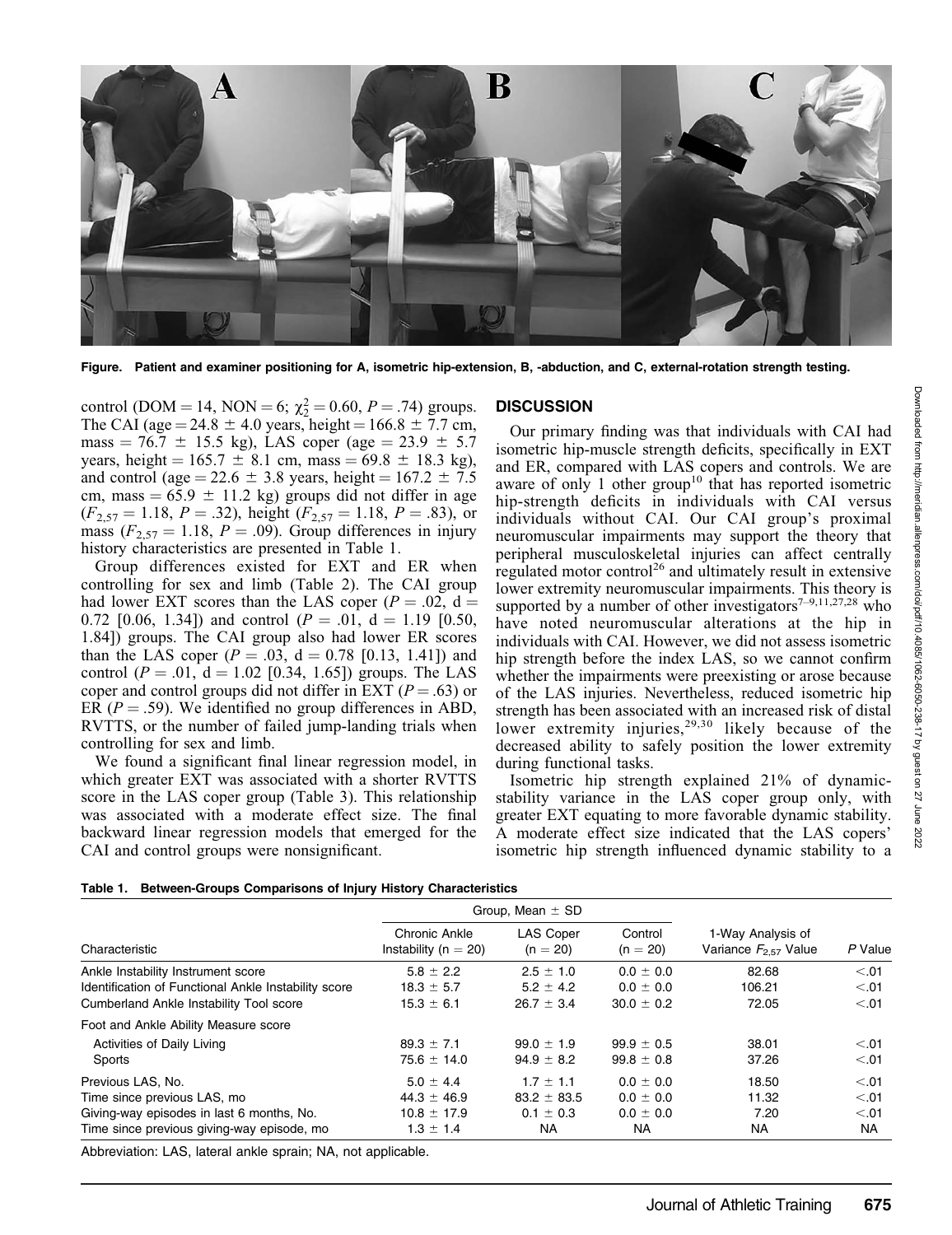Figure. Patient and examiner positioning for A, isometric hip-extension, B, -abduction, and C, external-rotation strength testing.

control (DOM = 14, NON = 6; $\chi^2_2 = 0.60$, $P = .74$) groups. The CAI (age = 24.8 ± 4.0 years, height = 166.8 ± 7.7 cm, mass = 76.7 ± 15.5 kg), LAS coper (age = 23.9 ± 5.7 years, height = 165.7 ± 8.1 cm, mass = 69.8 ± 18.3 kg), and control (age = 22.6 ± 3.8 years, height = 167.2 ± 7.5 cm, mass = 65.9 ± 11.2 kg) groups did not differ in age ($F_{2,57} = 1.18$, $P = .32$), height ($F_{2,57} = 1.18$, $P = .83$), or mass ($F_{2,57} = 1.18$, $P = .09$). Group differences in injury history characteristics are presented in Table 1.

Group differences existed for EXT and ER when controlling for sex and limb (Table 2). The CAI group had lower EXT scores than the LAS coper ($P = .02$, d = 0.72 [0.06, 1.34]) and control ($P = .01$, d = 1.19 [0.50, 1.84]) groups. The CAI group also had lower ER scores than the LAS coper ($P = .03$, d = 0.78 [0.13, 1.41]) and control ($P = .01$, d = 1.02 [0.34, 1.65]) groups. The LAS coper and control groups did not differ in EXT ($P = .63$) or ER ($P = .59$). We identified no group differences in ABD, RVTTS, or the number of failed jump-landing trials when controlling for sex and limb.

We found a significant final linear regression model, in which greater EXT was associated with a shorter RVTTS score in the LAS coper group (Table 3). This relationship was associated with a moderate effect size. The final backward linear regression models that emerged for the CAI and control groups were nonsignificant.

## DISCUSSION

Our primary finding was that individuals with CAI had isometric hip-muscle strength deficits, specifically in EXT and ER, compared with LAS copers and controls. We are aware of only 1 other group[10] that has reported isometric hip-strength deficits in individuals with CAI versus individuals without CAI. Our CAI group's proximal neuromuscular impairments may support the theory that peripheral musculoskeletal injuries can affect centrally regulated motor control[26] and ultimately result in extensive lower extremity neuromuscular impairments. This theory is supported by a number of other investigators[7–9,11,27,28] who have noted neuromuscular alterations at the hip in individuals with CAI. However, we did not assess isometric hip strength before the index LAS, so we cannot confirm whether the impairments were preexisting or arose because of the LAS injuries. Nevertheless, reduced isometric hip strength has been associated with an increased risk of distal lower extremity injuries,[29,30] likely because of the decreased ability to safely position the lower extremity during functional tasks.

Isometric hip strength explained 21% of dynamic-stability variance in the LAS coper group only, with greater EXT equating to more favorable dynamic stability. A moderate effect size indicated that the LAS copers' isometric hip strength influenced dynamic stability to a

**Table 1. Between-Groups Comparisons of Injury History Characteristics**

| Characteristic | Group, Mean ± SD | | | 1-Way Analysis of Variance $F_{2,57}$ Value | P Value |
|---|---|---|---|---|---|
| | Chronic Ankle Instability (n = 20) | LAS Coper (n = 20) | Control (n = 20) | | |
| Ankle Instability Instrument score | 5.8 ± 2.2 | 2.5 ± 1.0 | 0.0 ± 0.0 | 82.68 | <.01 |
| Identification of Functional Ankle Instability score | 18.3 ± 5.7 | 5.2 ± 4.2 | 0.0 ± 0.0 | 106.21 | <.01 |
| Cumberland Ankle Instability Tool score | 15.3 ± 6.1 | 26.7 ± 3.4 | 30.0 ± 0.2 | 72.05 | <.01 |
| Foot and Ankle Ability Measure score | | | | | |
| Activities of Daily Living | 89.3 ± 7.1 | 99.0 ± 1.9 | 99.9 ± 0.5 | 38.01 | <.01 |
| Sports | 75.6 ± 14.0 | 94.9 ± 8.2 | 99.8 ± 0.8 | 37.26 | <.01 |
| Previous LAS, No. | 5.0 ± 4.4 | 1.7 ± 1.1 | 0.0 ± 0.0 | 18.50 | <.01 |
| Time since previous LAS, mo | 44.3 ± 46.9 | 83.2 ± 83.5 | 0.0 ± 0.0 | 11.32 | <.01 |
| Giving-way episodes in last 6 months, No. | 10.8 ± 17.9 | 0.1 ± 0.3 | 0.0 ± 0.0 | 7.20 | <.01 |
| Time since previous giving-way episode, mo | 1.3 ± 1.4 | NA | NA | NA | NA |

Abbreviation: LAS, lateral ankle sprain; NA, not applicable.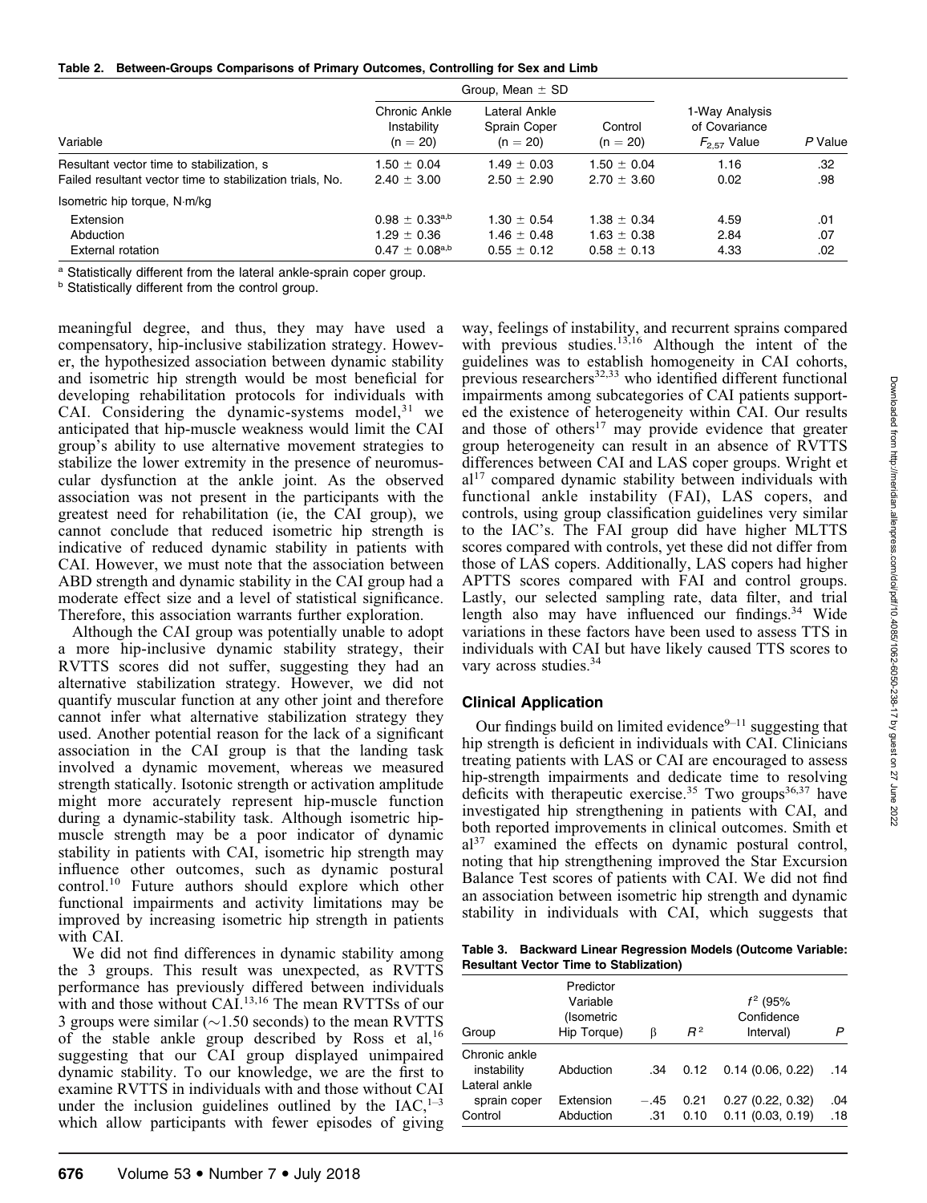**Table 2. Between-Groups Comparisons of Primary Outcomes, Controlling for Sex and Limb**

| Variable | Group, Mean ± SD | | | 1-Way Analysis of Covariance $F_{2,57}$ Value | P Value |
|---|---|---|---|---|---|
| | Chronic Ankle Instability (n = 20) | Lateral Ankle Sprain Coper (n = 20) | Control (n = 20) | | |
| Resultant vector time to stabilization, s | 1.50 ± 0.04 | 1.49 ± 0.03 | 1.50 ± 0.04 | 1.16 | .32 |
| Failed resultant vector time to stabilization trials, No. | 2.40 ± 3.00 | 2.50 ± 2.90 | 2.70 ± 3.60 | 0.02 | .98 |
| Isometric hip torque, N·m/kg | | | | | |
| Extension | 0.98 ± 0.33[a,b] | 1.30 ± 0.54 | 1.38 ± 0.34 | 4.59 | .01 |
| Abduction | 1.29 ± 0.36 | 1.46 ± 0.48 | 1.63 ± 0.38 | 2.84 | .07 |
| External rotation | 0.47 ± 0.08[a,b] | 0.55 ± 0.12 | 0.58 ± 0.13 | 4.33 | .02 |

[a] Statistically different from the lateral ankle-sprain coper group.
[b] Statistically different from the control group.

meaningful degree, and thus, they may have used a compensatory, hip-inclusive stabilization strategy. However, the hypothesized association between dynamic stability and isometric hip strength would be most beneficial for developing rehabilitation protocols for individuals with CAI. Considering the dynamic-systems model,[31] we anticipated that hip-muscle weakness would limit the CAI group's ability to use alternative movement strategies to stabilize the lower extremity in the presence of neuromuscular dysfunction at the ankle joint. As the observed association was not present in the participants with the greatest need for rehabilitation (ie, the CAI group), we cannot conclude that reduced isometric hip strength is indicative of reduced dynamic stability in patients with CAI. However, we must note that the association between ABD strength and dynamic stability in the CAI group had a moderate effect size and a level of statistical significance. Therefore, this association warrants further exploration.

Although the CAI group was potentially unable to adopt a more hip-inclusive dynamic stability strategy, their RVTTS scores did not suffer, suggesting they had an alternative stabilization strategy. However, we did not quantify muscular function at any other joint and therefore cannot infer what alternative stabilization strategy they used. Another potential reason for the lack of a significant association in the CAI group is that the landing task involved a dynamic movement, whereas we measured strength statically. Isotonic strength or activation amplitude might more accurately represent hip-muscle function during a dynamic-stability task. Although isometric hip-muscle strength may be a poor indicator of dynamic stability in patients with CAI, isometric hip strength may influence other outcomes, such as dynamic postural control.[10] Future authors should explore which other functional impairments and activity limitations may be improved by increasing isometric hip strength in patients with CAI.

We did not find differences in dynamic stability among the 3 groups. This result was unexpected, as RVTTS performance has previously differed between individuals with and those without CAI.[13,16] The mean RVTTSs of our 3 groups were similar (~1.50 seconds) to the mean RVTTS of the stable ankle group described by Ross et al,[16] suggesting that our CAI group displayed unimpaired dynamic stability. To our knowledge, we are the first to examine RVTTS in individuals with and those without CAI under the inclusion guidelines outlined by the IAC,[1–3] which allow participants with fewer episodes of giving way, feelings of instability, and recurrent sprains compared with previous studies.[13,16] Although the intent of the guidelines was to establish homogeneity in CAI cohorts, previous researchers[32,33] who identified different functional impairments among subcategories of CAI patients supported the existence of heterogeneity within CAI. Our results and those of others[17] may provide evidence that greater group heterogeneity can result in an absence of RVTTS differences between CAI and LAS coper groups. Wright et al[17] compared dynamic stability between individuals with functional ankle instability (FAI), LAS copers, and controls, using group classification guidelines very similar to the IAC's. The FAI group did have higher MLTTS scores compared with controls, yet these did not differ from those of LAS copers. Additionally, LAS copers had higher APTTS scores compared with FAI and control groups. Lastly, our selected sampling rate, data filter, and trial length also may have influenced our findings.[34] Wide variations in these factors have been used to assess TTS in individuals with CAI but have likely caused TTS scores to vary across studies.[34]

## Clinical Application

Our findings build on limited evidence[9–11] suggesting that hip strength is deficient in individuals with CAI. Clinicians treating patients with LAS or CAI are encouraged to assess hip-strength impairments and dedicate time to resolving deficits with therapeutic exercise.[35] Two groups[36,37] have investigated hip strengthening in patients with CAI, and both reported improvements in clinical outcomes. Smith et al[37] examined the effects on dynamic postural control, noting that hip strengthening improved the Star Excursion Balance Test scores of patients with CAI. We did not find an association between isometric hip strength and dynamic stability in individuals with CAI, which suggests that

**Table 3. Backward Linear Regression Models (Outcome Variable: Resultant Vector Time to Stablization)**

| Group | Predictor Variable (Isometric Hip Torque) | β | $R^2$ | $f^2$ (95% Confidence Interval) | P |
|---|---|---|---|---|---|
| Chronic ankle instability | Abduction | .34 | 0.12 | 0.14 (0.06, 0.22) | .14 |
| Lateral ankle sprain coper | Extension | −.45 | 0.21 | 0.27 (0.22, 0.32) | .04 |
| Control | Abduction | .31 | 0.10 | 0.11 (0.03, 0.19) | .18 |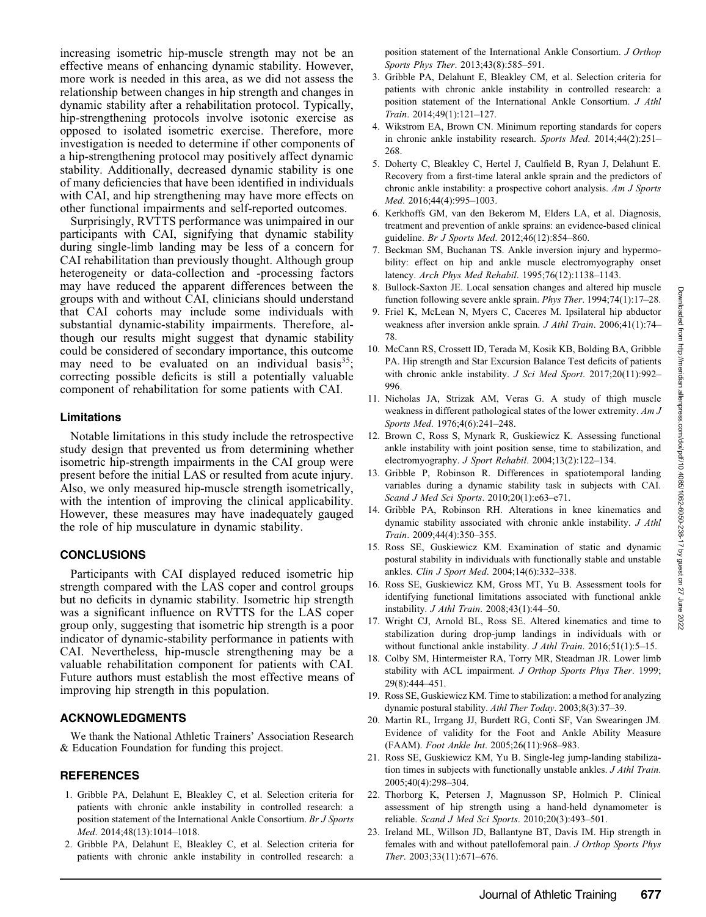increasing isometric hip-muscle strength may not be an effective means of enhancing dynamic stability. However, more work is needed in this area, as we did not assess the relationship between changes in hip strength and changes in dynamic stability after a rehabilitation protocol. Typically, hip-strengthening protocols involve isotonic exercise as opposed to isolated isometric exercise. Therefore, more investigation is needed to determine if other components of a hip-strengthening protocol may positively affect dynamic stability. Additionally, decreased dynamic stability is one of many deficiencies that have been identified in individuals with CAI, and hip strengthening may have more effects on other functional impairments and self-reported outcomes.

Surprisingly, RVTTS performance was unimpaired in our participants with CAI, signifying that dynamic stability during single-limb landing may be less of a concern for CAI rehabilitation than previously thought. Although group heterogeneity or data-collection and -processing factors may have reduced the apparent differences between the groups with and without CAI, clinicians should understand that CAI cohorts may include some individuals with substantial dynamic-stability impairments. Therefore, although our results might suggest that dynamic stability could be considered of secondary importance, this outcome may need to be evaluated on an individual basis[35]; correcting possible deficits is still a potentially valuable component of rehabilitation for some patients with CAI.

### Limitations

Notable limitations in this study include the retrospective study design that prevented us from determining whether isometric hip-strength impairments in the CAI group were present before the initial LAS or resulted from acute injury. Also, we only measured hip-muscle strength isometrically, with the intention of improving the clinical applicability. However, these measures may have inadequately gauged the role of hip musculature in dynamic stability.

## CONCLUSIONS

Participants with CAI displayed reduced isometric hip strength compared with the LAS coper and control groups but no deficits in dynamic stability. Isometric hip strength was a significant influence on RVTTS for the LAS coper group only, suggesting that isometric hip strength is a poor indicator of dynamic-stability performance in patients with CAI. Nevertheless, hip-muscle strengthening may be a valuable rehabilitation component for patients with CAI. Future authors must establish the most effective means of improving hip strength in this population.

## ACKNOWLEDGMENTS

We thank the National Athletic Trainers' Association Research & Education Foundation for funding this project.

## REFERENCES

1. Gribble PA, Delahunt E, Bleakley C, et al. Selection criteria for patients with chronic ankle instability in controlled research: a position statement of the International Ankle Consortium. *Br J Sports Med*. 2014;48(13):1014–1018.
2. Gribble PA, Delahunt E, Bleakley C, et al. Selection criteria for patients with chronic ankle instability in controlled research: a position statement of the International Ankle Consortium. *J Orthop Sports Phys Ther*. 2013;43(8):585–591.
3. Gribble PA, Delahunt E, Bleakley CM, et al. Selection criteria for patients with chronic ankle instability in controlled research: a position statement of the International Ankle Consortium. *J Athl Train*. 2014;49(1):121–127.
4. Wikstrom EA, Brown CN. Minimum reporting standards for copers in chronic ankle instability research. *Sports Med*. 2014;44(2):251–268.
5. Doherty C, Bleakley C, Hertel J, Caulfield B, Ryan J, Delahunt E. Recovery from a first-time lateral ankle sprain and the predictors of chronic ankle instability: a prospective cohort analysis. *Am J Sports Med*. 2016;44(4):995–1003.
6. Kerkhoffs GM, van den Bekerom M, Elders LA, et al. Diagnosis, treatment and prevention of ankle sprains: an evidence-based clinical guideline. *Br J Sports Med*. 2012;46(12):854–860.
7. Beckman SM, Buchanan TS. Ankle inversion injury and hypermobility: effect on hip and ankle muscle electromyography onset latency. *Arch Phys Med Rehabil*. 1995;76(12):1138–1143.
8. Bullock-Saxton JE. Local sensation changes and altered hip muscle function following severe ankle sprain. *Phys Ther*. 1994;74(1):17–28.
9. Friel K, McLean N, Myers C, Caceres M. Ipsilateral hip abductor weakness after inversion ankle sprain. *J Athl Train*. 2006;41(1):74–78.
10. McCann RS, Crossett ID, Terada M, Kosik KB, Bolding BA, Gribble PA. Hip strength and Star Excursion Balance Test deficits of patients with chronic ankle instability. *J Sci Med Sport*. 2017;20(11):992–996.
11. Nicholas JA, Strizak AM, Veras G. A study of thigh muscle weakness in different pathological states of the lower extremity. *Am J Sports Med*. 1976;4(6):241–248.
12. Brown C, Ross S, Mynark R, Guskiewicz K. Assessing functional ankle instability with joint position sense, time to stabilization, and electromyography. *J Sport Rehabil*. 2004;13(2):122–134.
13. Gribble P, Robinson R. Differences in spatiotemporal landing variables during a dynamic stability task in subjects with CAI. *Scand J Med Sci Sports*. 2010;20(1):e63–e71.
14. Gribble PA, Robinson RH. Alterations in knee kinematics and dynamic stability associated with chronic ankle instability. *J Athl Train*. 2009;44(4):350–355.
15. Ross SE, Guskiewicz KM. Examination of static and dynamic postural stability in individuals with functionally stable and unstable ankles. *Clin J Sport Med*. 2004;14(6):332–338.
16. Ross SE, Guskiewicz KM, Gross MT, Yu B. Assessment tools for identifying functional limitations associated with functional ankle instability. *J Athl Train*. 2008;43(1):44–50.
17. Wright CJ, Arnold BL, Ross SE. Altered kinematics and time to stabilization during drop-jump landings in individuals with or without functional ankle instability. *J Athl Train*. 2016;51(1):5–15.
18. Colby SM, Hintermeister RA, Torry MR, Steadman JR. Lower limb stability with ACL impairment. *J Orthop Sports Phys Ther*. 1999;29(8):444–451.
19. Ross SE, Guskiewicz KM. Time to stabilization: a method for analyzing dynamic postural stability. *Athl Ther Today*. 2003;8(3):37–39.
20. Martin RL, Irrgang JJ, Burdett RG, Conti SF, Van Swearingen JM. Evidence of validity for the Foot and Ankle Ability Measure (FAAM). *Foot Ankle Int*. 2005;26(11):968–983.
21. Ross SE, Guskiewicz KM, Yu B. Single-leg jump-landing stabilization times in subjects with functionally unstable ankles. *J Athl Train*. 2005;40(4):298–304.
22. Thorborg K, Petersen J, Magnusson SP, Holmich P. Clinical assessment of hip strength using a hand-held dynamometer is reliable. *Scand J Med Sci Sports*. 2010;20(3):493–501.
23. Ireland ML, Willson JD, Ballantyne BT, Davis IM. Hip strength in females with and without patellofemoral pain. *J Orthop Sports Phys Ther*. 2003;33(11):671–676.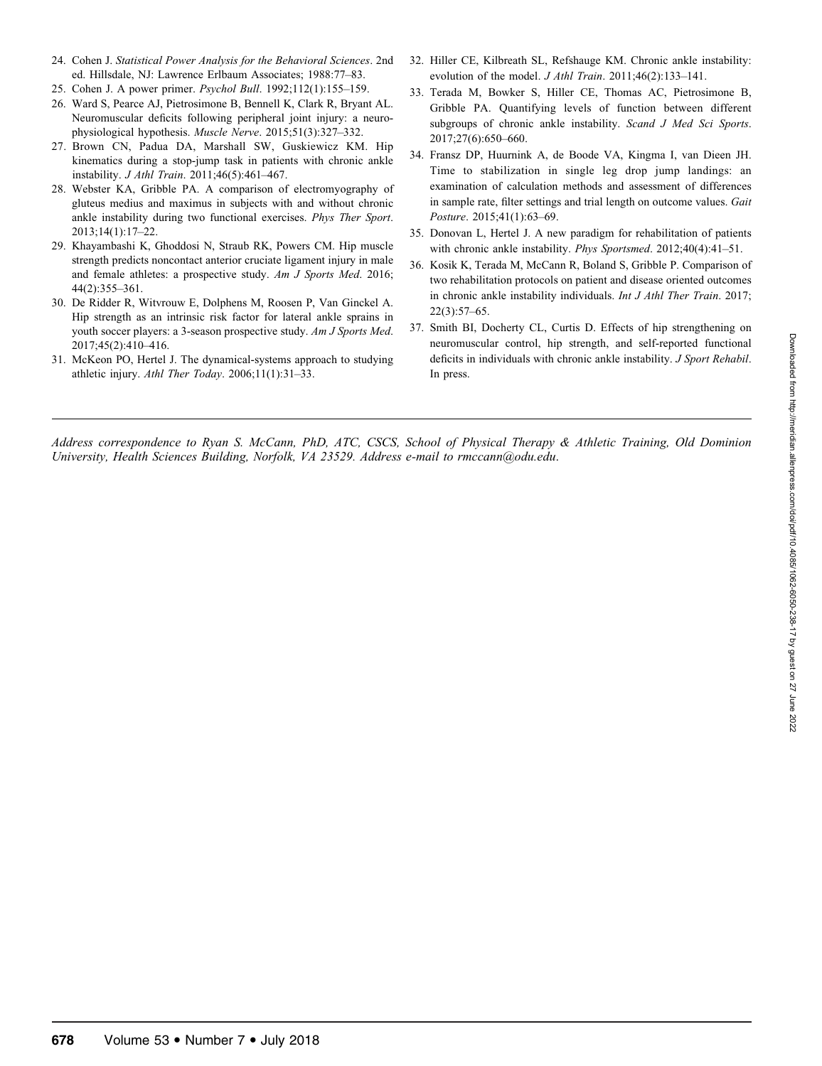24. Cohen J. *Statistical Power Analysis for the Behavioral Sciences*. 2nd ed. Hillsdale, NJ: Lawrence Erlbaum Associates; 1988:77–83.
25. Cohen J. A power primer. *Psychol Bull*. 1992;112(1):155–159.
26. Ward S, Pearce AJ, Pietrosimone B, Bennell K, Clark R, Bryant AL. Neuromuscular deficits following peripheral joint injury: a neurophysiological hypothesis. *Muscle Nerve*. 2015;51(3):327–332.
27. Brown CN, Padua DA, Marshall SW, Guskiewicz KM. Hip kinematics during a stop-jump task in patients with chronic ankle instability. *J Athl Train*. 2011;46(5):461–467.
28. Webster KA, Gribble PA. A comparison of electromyography of gluteus medius and maximus in subjects with and without chronic ankle instability during two functional exercises. *Phys Ther Sport*. 2013;14(1):17–22.
29. Khayambashi K, Ghoddosi N, Straub RK, Powers CM. Hip muscle strength predicts noncontact anterior cruciate ligament injury in male and female athletes: a prospective study. *Am J Sports Med*. 2016; 44(2):355–361.
30. De Ridder R, Witvrouw E, Dolphens M, Roosen P, Van Ginckel A. Hip strength as an intrinsic risk factor for lateral ankle sprains in youth soccer players: a 3-season prospective study. *Am J Sports Med*. 2017;45(2):410–416.
31. McKeon PO, Hertel J. The dynamical-systems approach to studying athletic injury. *Athl Ther Today*. 2006;11(1):31–33.
32. Hiller CE, Kilbreath SL, Refshauge KM. Chronic ankle instability: evolution of the model. *J Athl Train*. 2011;46(2):133–141.
33. Terada M, Bowker S, Hiller CE, Thomas AC, Pietrosimone B, Gribble PA. Quantifying levels of function between different subgroups of chronic ankle instability. *Scand J Med Sci Sports*. 2017;27(6):650–660.
34. Fransz DP, Huurnink A, de Boode VA, Kingma I, van Dieen JH. Time to stabilization in single leg drop jump landings: an examination of calculation methods and assessment of differences in sample rate, filter settings and trial length on outcome values. *Gait Posture*. 2015;41(1):63–69.
35. Donovan L, Hertel J. A new paradigm for rehabilitation of patients with chronic ankle instability. *Phys Sportsmed*. 2012;40(4):41–51.
36. Kosik K, Terada M, McCann R, Boland S, Gribble P. Comparison of two rehabilitation protocols on patient and disease oriented outcomes in chronic ankle instability individuals. *Int J Athl Ther Train*. 2017; 22(3):57–65.
37. Smith BI, Docherty CL, Curtis D. Effects of hip strengthening on neuromuscular control, hip strength, and self-reported functional deficits in individuals with chronic ankle instability. *J Sport Rehabil*. In press.

*Address correspondence to Ryan S. McCann, PhD, ATC, CSCS, School of Physical Therapy & Athletic Training, Old Dominion University, Health Sciences Building, Norfolk, VA 23529. Address e-mail to rmccann@odu.edu.*